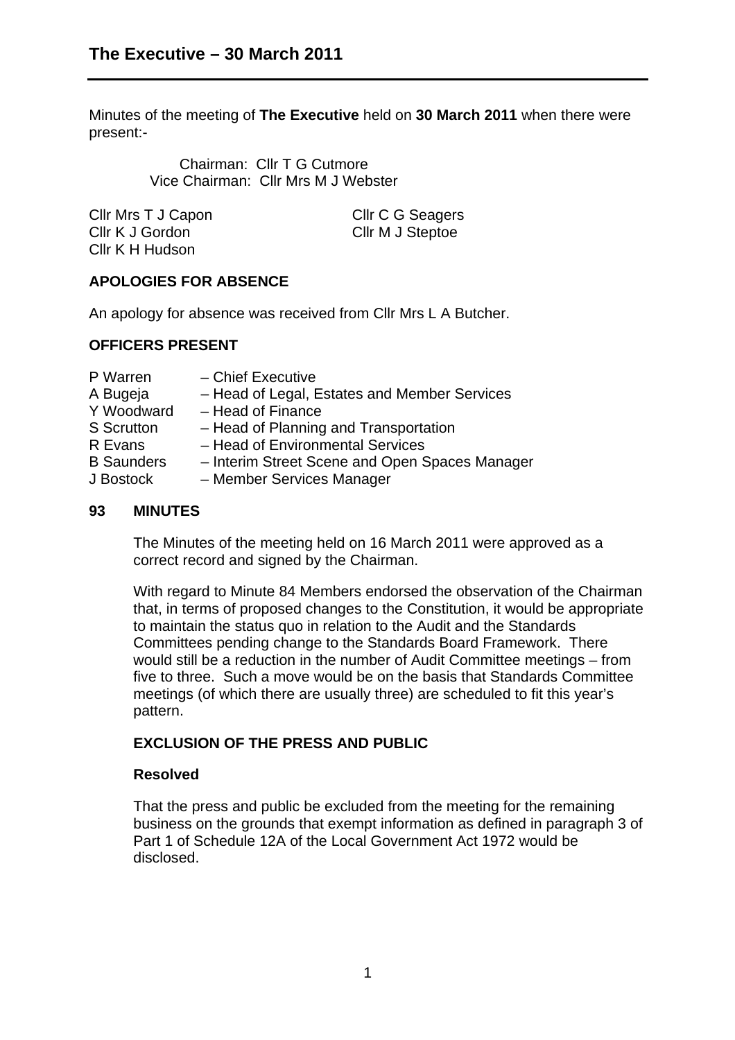# The Executive – 30 March 2011

Minutes of the meeting of **The Executive** held on **30 March 2011** when there were present:-

Chairman: Cllr T G Cutmore
Vice Chairman: Cllr Mrs M J Webster

Cllr Mrs T J Capon
Cllr K J Gordon
Cllr K H Hudson
Cllr C G Seagers
Cllr M J Steptoe

## APOLOGIES FOR ABSENCE

An apology for absence was received from Cllr Mrs L A Butcher.

## OFFICERS PRESENT

P Warren – Chief Executive
A Bugeja – Head of Legal, Estates and Member Services
Y Woodward – Head of Finance
S Scrutton – Head of Planning and Transportation
R Evans – Head of Environmental Services
B Saunders – Interim Street Scene and Open Spaces Manager
J Bostock – Member Services Manager

## 93 MINUTES

The Minutes of the meeting held on 16 March 2011 were approved as a correct record and signed by the Chairman.

With regard to Minute 84 Members endorsed the observation of the Chairman that, in terms of proposed changes to the Constitution, it would be appropriate to maintain the status quo in relation to the Audit and the Standards Committees pending change to the Standards Board Framework. There would still be a reduction in the number of Audit Committee meetings – from five to three. Such a move would be on the basis that Standards Committee meetings (of which there are usually three) are scheduled to fit this year's pattern.

### EXCLUSION OF THE PRESS AND PUBLIC

**Resolved**

That the press and public be excluded from the meeting for the remaining business on the grounds that exempt information as defined in paragraph 3 of Part 1 of Schedule 12A of the Local Government Act 1972 would be disclosed.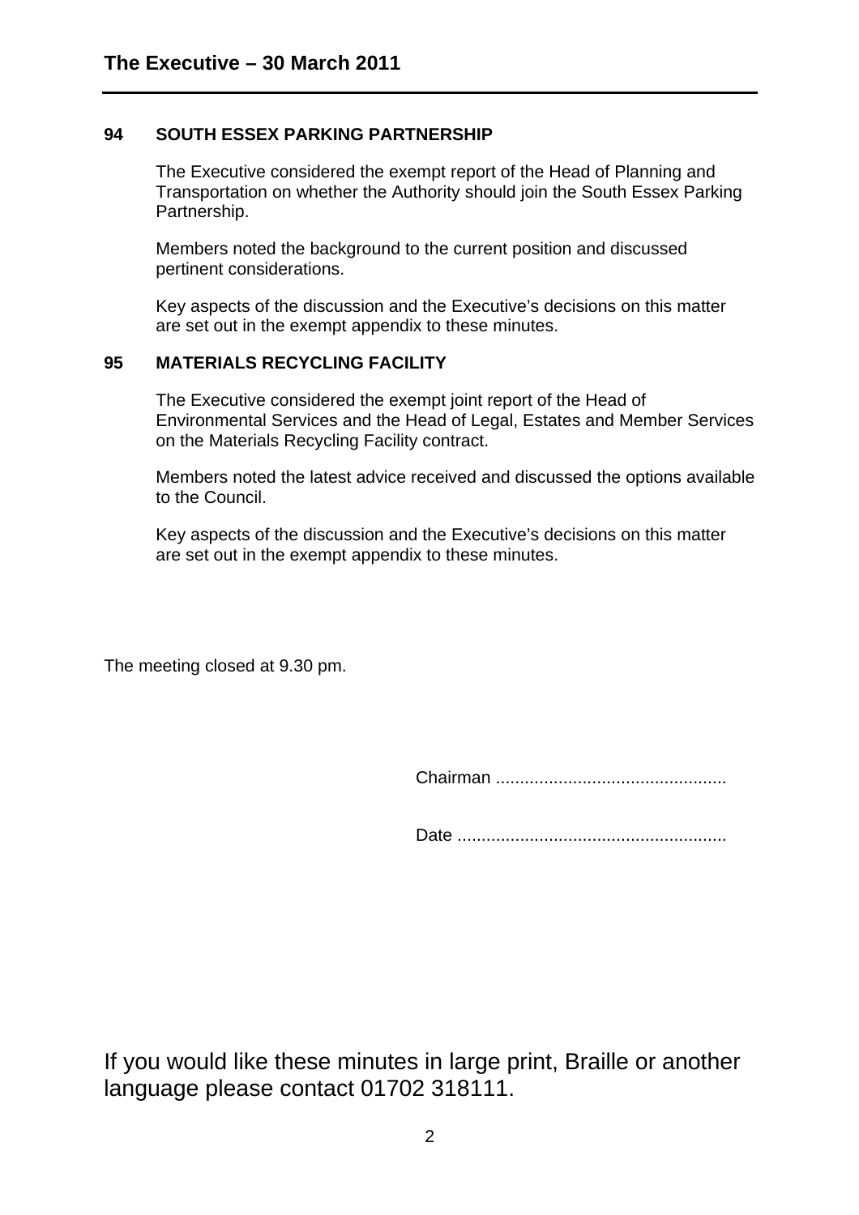## 94 SOUTH ESSEX PARKING PARTNERSHIP

The Executive considered the exempt report of the Head of Planning and Transportation on whether the Authority should join the South Essex Parking Partnership.

Members noted the background to the current position and discussed pertinent considerations.

Key aspects of the discussion and the Executive's decisions on this matter are set out in the exempt appendix to these minutes.

## 95 MATERIALS RECYCLING FACILITY

The Executive considered the exempt joint report of the Head of Environmental Services and the Head of Legal, Estates and Member Services on the Materials Recycling Facility contract.

Members noted the latest advice received and discussed the options available to the Council.

Key aspects of the discussion and the Executive's decisions on this matter are set out in the exempt appendix to these minutes.

The meeting closed at 9.30 pm.

Chairman ...............................................

Date .......................................................

If you would like these minutes in large print, Braille or another language please contact 01702 318111.